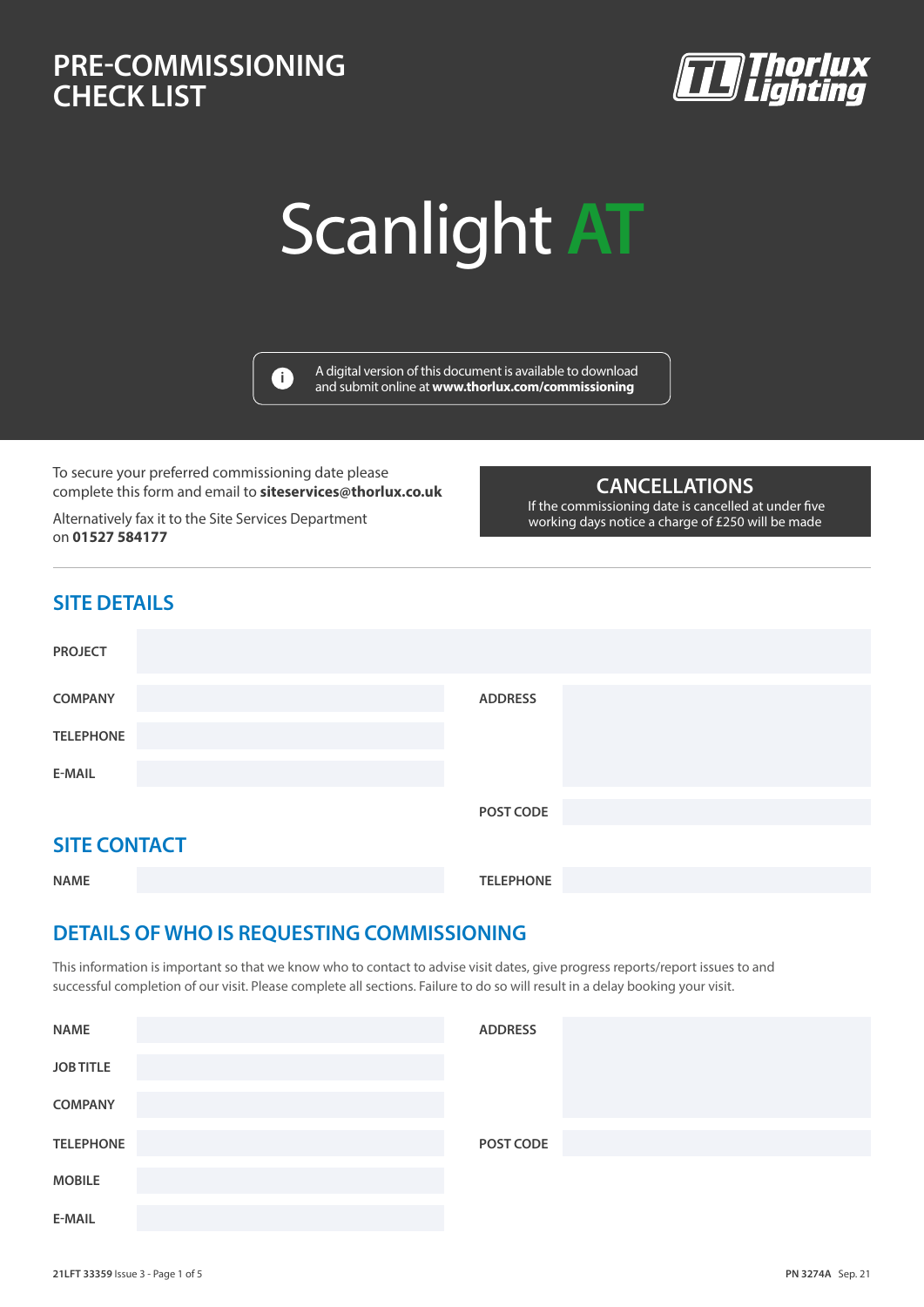# PRE-COMMISSIONING CHECK LIST

Thorlux Lighting

# Scanlight AT

A digital version of this document is available to download and submit online at **www.thorlux.com/commissioning**

To secure your preferred commissioning date please complete this form and email to **siteservices@thorlux.co.uk**

Alternatively fax it to the Site Services Department on **01527 584177**

**CANCELLATIONS**

If the commissioning date is cancelled at under five working days notice a charge of £250 will be made

## SITE DETAILS

| | | | |
|---|---|---|---|
| PROJECT | | | |
| COMPANY | | ADDRESS | |
| TELEPHONE | | | |
| E-MAIL | | | |
| | | POST CODE | |

## SITE CONTACT

| | | | |
|---|---|---|---|
| NAME | | TELEPHONE | |

## DETAILS OF WHO IS REQUESTING COMMISSIONING

This information is important so that we know who to contact to advise visit dates, give progress reports/report issues to and successful completion of our visit. Please complete all sections. Failure to do so will result in a delay booking your visit.

| | | | |
|---|---|---|---|
| NAME | | ADDRESS | |
| JOB TITLE | | | |
| COMPANY | | | |
| TELEPHONE | | POST CODE | |
| MOBILE | | | |
| E-MAIL | | | |

**21LFT 33359** Issue 3

**PN 3274A** Sep. 21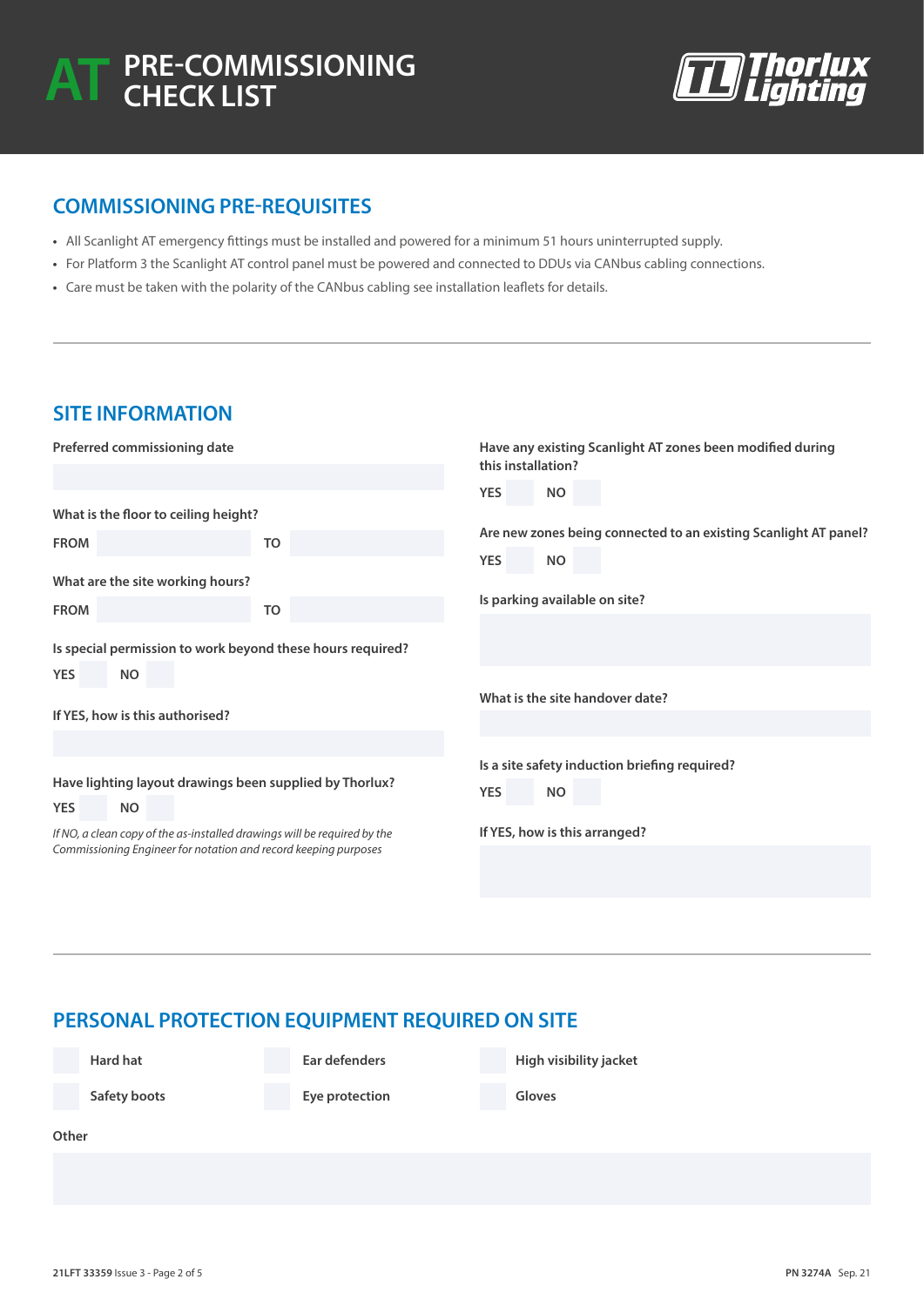# AT PRE-COMMISSIONING CHECK LIST

## COMMISSIONING PRE-REQUISITES

- All Scanlight AT emergency fittings must be installed and powered for a minimum 51 hours uninterrupted supply.
- For Platform 3 the Scanlight AT control panel must be powered and connected to DDUs via CANbus cabling connections.
- Care must be taken with the polarity of the CANbus cabling see installation leaflets for details.

---

## SITE INFORMATION

**Preferred commissioning date**

**What is the floor to ceiling height?**

**FROM** &nbsp;&nbsp;&nbsp; **TO**

**What are the site working hours?**

**FROM** &nbsp;&nbsp;&nbsp; **TO**

**Is special permission to work beyond these hours required?**

**YES** &nbsp;&nbsp;&nbsp; **NO**

**If YES, how is this authorised?**

**Have lighting layout drawings been supplied by Thorlux?**

**YES** &nbsp;&nbsp;&nbsp; **NO**

*If NO, a clean copy of the as-installed drawings will be required by the Commissioning Engineer for notation and record keeping purposes*

**Have any existing Scanlight AT zones been modified during this installation?**

**YES** &nbsp;&nbsp;&nbsp; **NO**

**Are new zones being connected to an existing Scanlight AT panel?**

**YES** &nbsp;&nbsp;&nbsp; **NO**

**Is parking available on site?**

**What is the site handover date?**

**Is a site safety induction briefing required?**

**YES** &nbsp;&nbsp;&nbsp; **NO**

**If YES, how is this arranged?**

---

## PERSONAL PROTECTION EQUIPMENT REQUIRED ON SITE

- **Hard hat**
- **Ear defenders**
- **High visibility jacket**
- **Safety boots**
- **Eye protection**
- **Gloves**

**Other**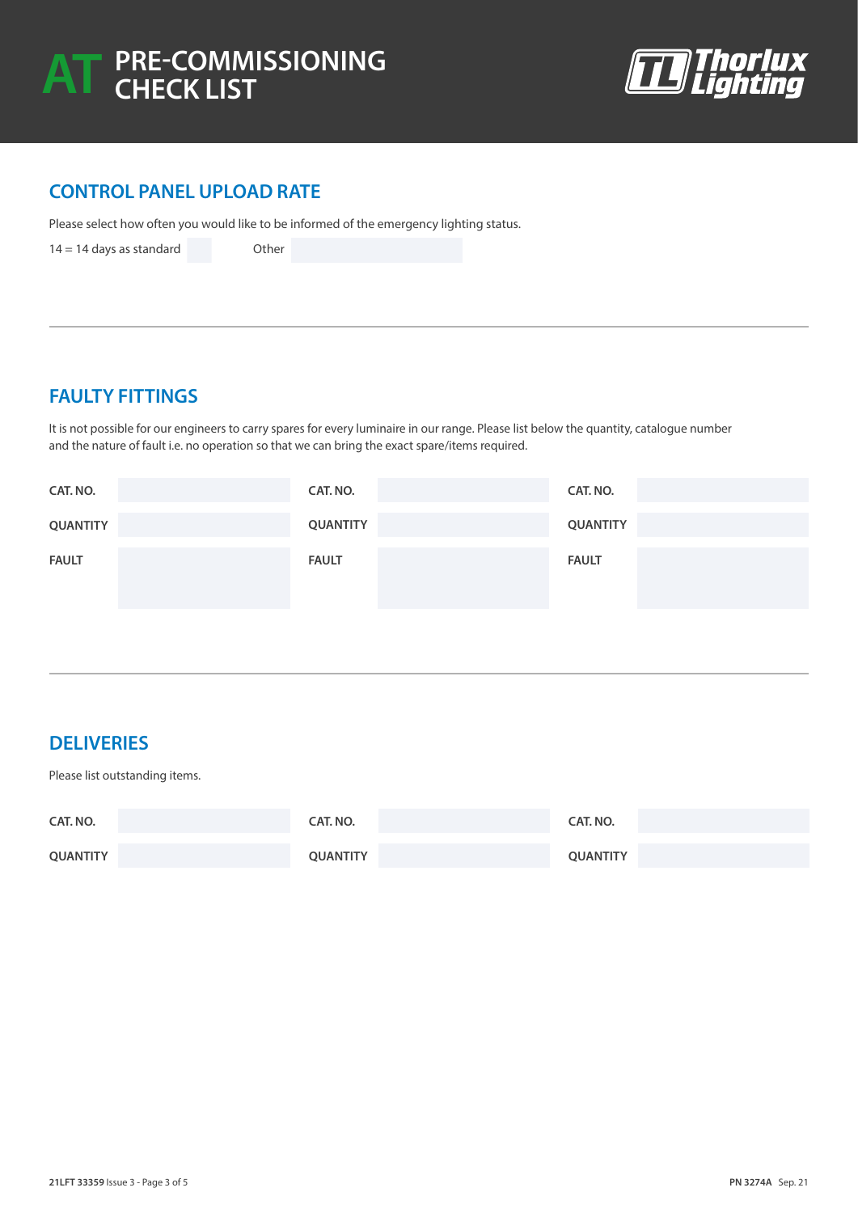# AT PRE-COMMISSIONING CHECK LIST

## CONTROL PANEL UPLOAD RATE

Please select how often you would like to be informed of the emergency lighting status.

14 = 14 days as standard Other

## FAULTY FITTINGS

It is not possible for our engineers to carry spares for every luminaire in our range. Please list below the quantity, catalogue number and the nature of fault i.e. no operation so that we can bring the exact spare/items required.

| | | | | | |
|---|---|---|---|---|---|
| **CAT. NO.** | | **CAT. NO.** | | **CAT. NO.** | |
| **QUANTITY** | | **QUANTITY** | | **QUANTITY** | |
| **FAULT** | | **FAULT** | | **FAULT** | |

## DELIVERIES

Please list outstanding items.

| | | | | | |
|---|---|---|---|---|---|
| **CAT. NO.** | | **CAT. NO.** | | **CAT. NO.** | |
| **QUANTITY** | | **QUANTITY** | | **QUANTITY** | |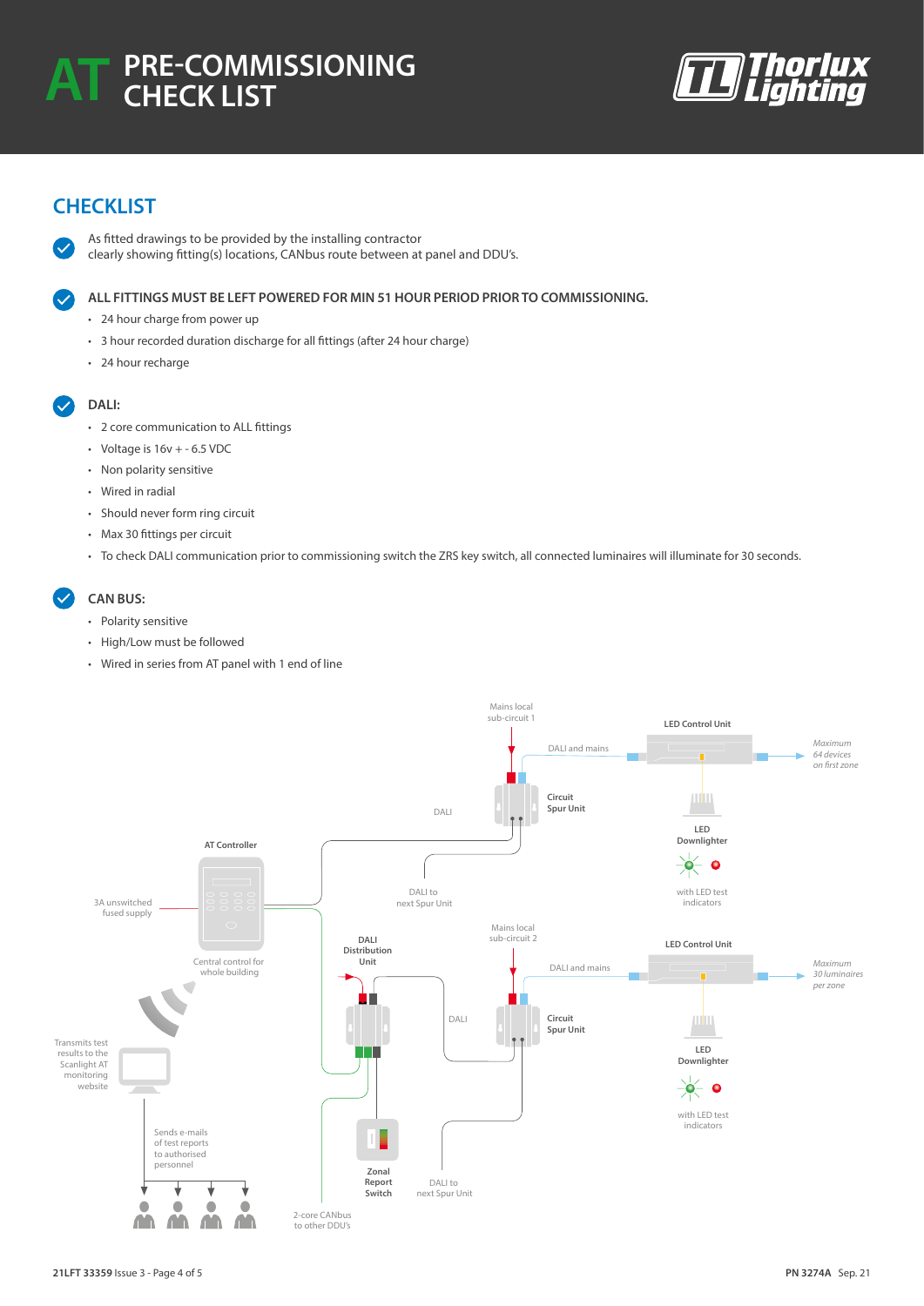# AT PRE-COMMISSIONING CHECK LIST

## CHECKLIST

- As fitted drawings to be provided by the installing contractor clearly showing fitting(s) locations, CANbus route between at panel and DDU's.

- **ALL FITTINGS MUST BE LEFT POWERED FOR MIN 51 HOUR PERIOD PRIOR TO COMMISSIONING.**
  - 24 hour charge from power up
  - 3 hour recorded duration discharge for all fittings (after 24 hour charge)
  - 24 hour recharge

- **DALI:**
  - 2 core communication to ALL fittings
  - Voltage is 16v + - 6.5 VDC
  - Non polarity sensitive
  - Wired in radial
  - Should never form ring circuit
  - Max 30 fittings per circuit
  - To check DALI communication prior to commissioning switch the ZRS key switch, all connected luminaires will illuminate for 30 seconds.

- **CAN BUS:**
  - Polarity sensitive
  - High/Low must be followed
  - Wired in series from AT panel with 1 end of line

Mains local sub-circuit 1

LED Control Unit

DALI and mains

*Maximum 64 devices on first zone*

Circuit Spur Unit

DALI

LED Downlighter

with LED test indicators

AT Controller

DALI to next Spur Unit

3A unswitched fused supply

Central control for whole building

DALI Distribution Unit

Mains local sub-circuit 2

LED Control Unit

DALI and mains

*Maximum 30 luminaires per zone*

DALI

Circuit Spur Unit

LED Downlighter

Transmits test results to the Scanlight AT monitoring website

with LED test indicators

Sends e-mails of test reports to authorised personnel

Zonal Report Switch

DALI to next Spur Unit

2-core CANbus to other DDU's

**21LFT 33359** Issue 3 - Page 4 of 5

**PN 3274A** Sep. 21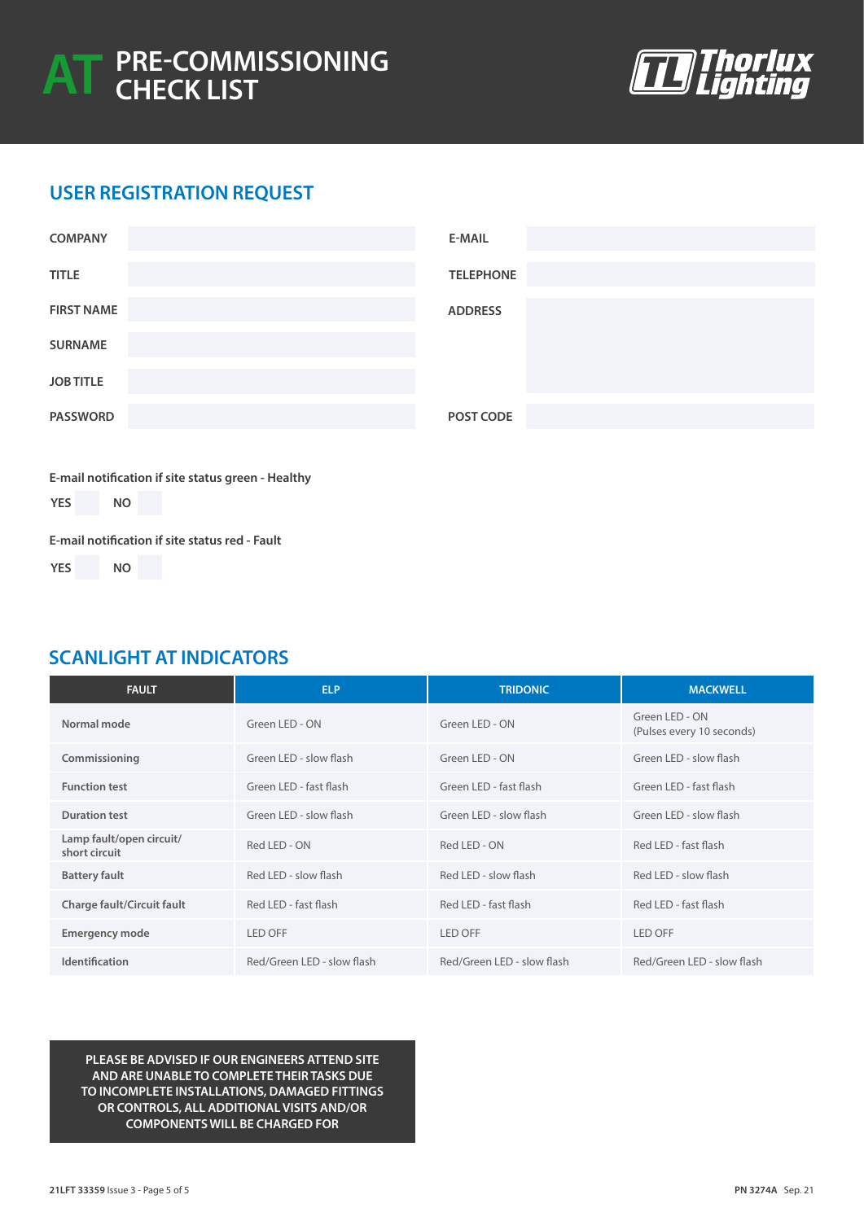# AT PRE-COMMISSIONING CHECK LIST

Thorlux Lighting

## USER REGISTRATION REQUEST

| | | | |
|---|---|---|---|
| COMPANY | | E-MAIL | |
| TITLE | | TELEPHONE | |
| FIRST NAME | | ADDRESS | |
| SURNAME | | | |
| JOB TITLE | | | |
| PASSWORD | | POST CODE | |

**E-mail notification if site status green - Healthy**

YES NO

**E-mail notification if site status red - Fault**

YES NO

## SCANLIGHT AT INDICATORS

| FAULT | ELP | TRIDONIC | MACKWELL |
|---|---|---|---|
| Normal mode | Green LED - ON | Green LED - ON | Green LED - ON (Pulses every 10 seconds) |
| Commissioning | Green LED - slow flash | Green LED - ON | Green LED - slow flash |
| Function test | Green LED - fast flash | Green LED - fast flash | Green LED - fast flash |
| Duration test | Green LED - slow flash | Green LED - slow flash | Green LED - slow flash |
| Lamp fault/open circuit/ short circuit | Red LED - ON | Red LED - ON | Red LED - fast flash |
| Battery fault | Red LED - slow flash | Red LED - slow flash | Red LED - slow flash |
| Charge fault/Circuit fault | Red LED - fast flash | Red LED - fast flash | Red LED - fast flash |
| Emergency mode | LED OFF | LED OFF | LED OFF |
| Identification | Red/Green LED - slow flash | Red/Green LED - slow flash | Red/Green LED - slow flash |

**PLEASE BE ADVISED IF OUR ENGINEERS ATTEND SITE AND ARE UNABLE TO COMPLETE THEIR TASKS DUE TO INCOMPLETE INSTALLATIONS, DAMAGED FITTINGS OR CONTROLS, ALL ADDITIONAL VISITS AND/OR COMPONENTS WILL BE CHARGED FOR**